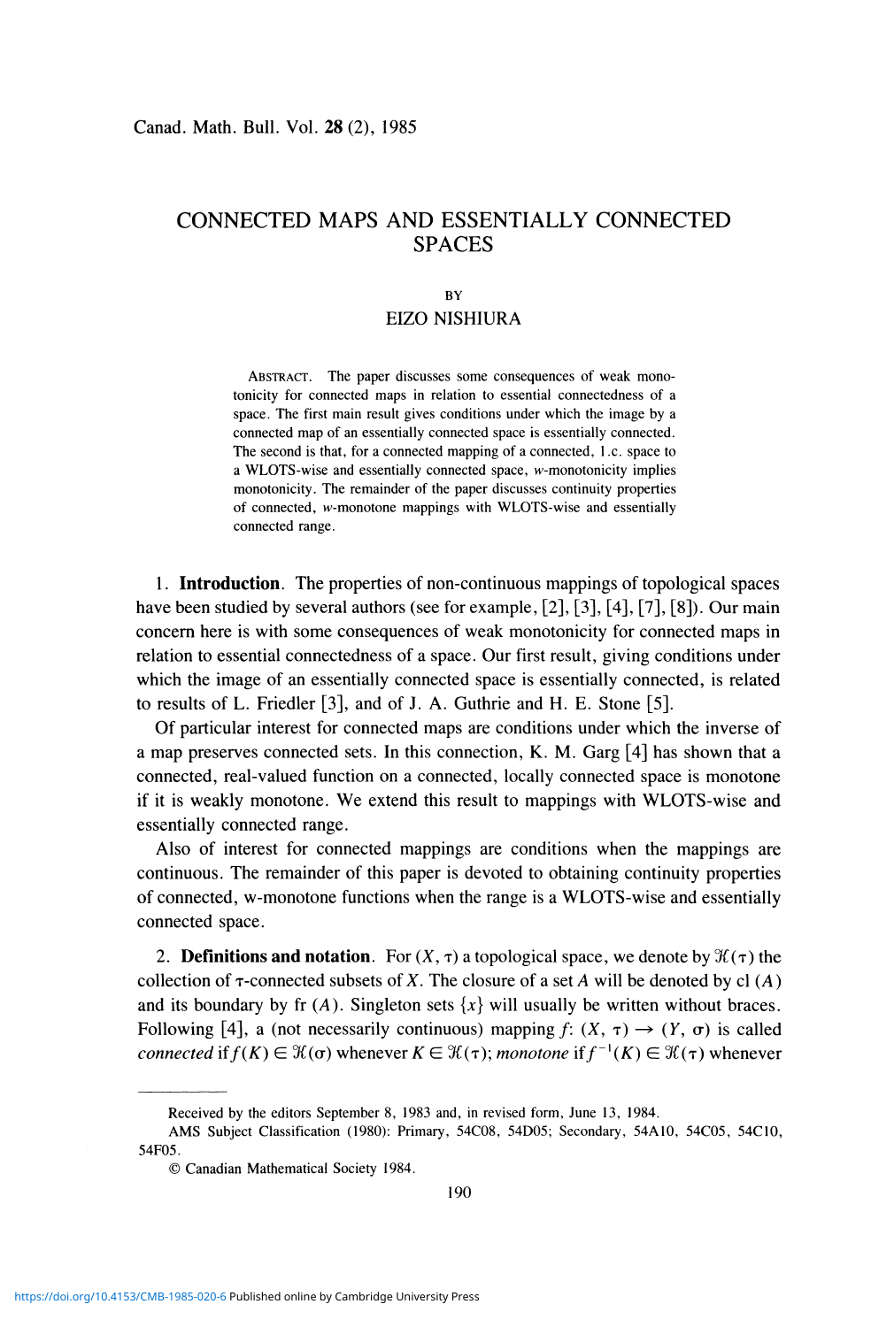# CONNECTED MAPS AND ESSENTIALLY CONNECTED SPACES

BY

EIZO NISHIURA

ABSTRACT. The paper discusses some consequences of weak monotonicity for connected maps in relation to essential connectedness of a space. The first main result gives conditions under which the image by a connected map of an essentially connected space is essentially connected. The second is that, for a connected mapping of a connected, l.c. space to a WLOTS-wise and essentially connected space, $w$-monotonicity implies monotonicity. The remainder of the paper discusses continuity properties of connected, $w$-monotone mappings with WLOTS-wise and essentially connected range.

1. **Introduction**. The properties of non-continuous mappings of topological spaces have been studied by several authors (see for example, [2], [3], [4], [7], [8]). Our main concern here is with some consequences of weak monotonicity for connected maps in relation to essential connectedness of a space. Our first result, giving conditions under which the image of an essentially connected space is essentially connected, is related to results of L. Friedler [3], and of J. A. Guthrie and H. E. Stone [5].

Of particular interest for connected maps are conditions under which the inverse of a map preserves connected sets. In this connection, K. M. Garg [4] has shown that a connected, real-valued function on a connected, locally connected space is monotone if it is weakly monotone. We extend this result to mappings with WLOTS-wise and essentially connected range.

Also of interest for connected mappings are conditions when the mappings are continuous. The remainder of this paper is devoted to obtaining continuity properties of connected, w-monotone functions when the range is a WLOTS-wise and essentially connected space.

2. **Definitions and notation**. For $(X, \tau)$ a topological space, we denote by $\mathcal{K}(\tau)$ the collection of $\tau$-connected subsets of $X$. The closure of a set $A$ will be denoted by cl $(A)$ and its boundary by fr $(A)$. Singleton sets $\{x\}$ will usually be written without braces. Following [4], a (not necessarily continuous) mapping $f: (X, \tau) \to (Y, \sigma)$ is called *connected* if $f(K) \in \mathcal{K}(\sigma)$ whenever $K \in \mathcal{K}(\tau)$; *monotone* if $f^{-1}(K) \in \mathcal{K}(\tau)$ whenever

Received by the editors September 8, 1983 and, in revised form, June 13, 1984.

AMS Subject Classification (1980): Primary, 54C08, 54D05; Secondary, 54A10, 54C05, 54C10, 54F05.

© Canadian Mathematical Society 1984.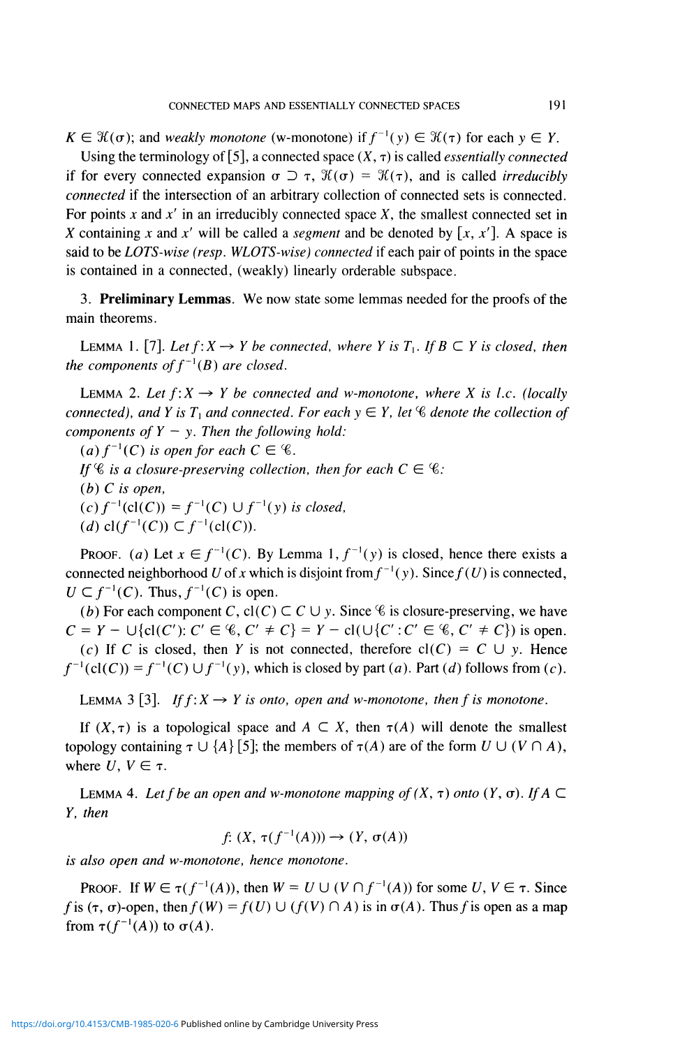$K \in \mathcal{K}(\sigma)$; and *weakly monotone* (w-monotone) if $f^{-1}(y) \in \mathcal{K}(\tau)$ for each $y \in Y$.

Using the terminology of [5], a connected space $(X, \tau)$ is called *essentially connected* if for every connected expansion $\sigma \supset \tau$, $\mathcal{K}(\sigma) = \mathcal{K}(\tau)$, and is called *irreducibly connected* if the intersection of an arbitrary collection of connected sets is connected. For points $x$ and $x'$ in an irreducibly connected space $X$, the smallest connected set in $X$ containing $x$ and $x'$ will be called a *segment* and be denoted by $[x, x']$. A space is said to be *LOTS-wise (resp. WLOTS-wise) connected* if each pair of points in the space is contained in a connected, (weakly) linearly orderable subspace.

3. **Preliminary Lemmas**. We now state some lemmas needed for the proofs of the main theorems.

LEMMA 1. [7]. *Let $f: X \to Y$ be connected, where $Y$ is $T_1$. If $B \subset Y$ is closed, then the components of $f^{-1}(B)$ are closed.*

LEMMA 2. *Let $f: X \to Y$ be connected and w-monotone, where $X$ is l.c. (locally connected), and $Y$ is $T_1$ and connected. For each $y \in Y$, let $\mathcal{C}$ denote the collection of components of $Y - y$. Then the following hold:*

*(a) $f^{-1}(C)$ is open for each $C \in \mathcal{C}$.*

*If $\mathcal{C}$ is a closure-preserving collection, then for each $C \in \mathcal{C}$:*

*(b) $C$ is open,*

*(c) $f^{-1}(\text{cl}(C)) = f^{-1}(C) \cup f^{-1}(y)$ is closed,*

*(d) $\text{cl}(f^{-1}(C)) \subset f^{-1}(\text{cl}(C))$.*

PROOF. (*a*) Let $x \in f^{-1}(C)$. By Lemma 1, $f^{-1}(y)$ is closed, hence there exists a connected neighborhood $U$ of $x$ which is disjoint from $f^{-1}(y)$. Since $f(U)$ is connected, $U \subset f^{-1}(C)$. Thus, $f^{-1}(C)$ is open.

(*b*) For each component $C$, $\text{cl}(C) \subset C \cup y$. Since $\mathcal{C}$ is closure-preserving, we have $C = Y - \cup\{\text{cl}(C') : C' \in \mathcal{C}, C' \neq C\} = Y - \text{cl}(\cup\{C' : C' \in \mathcal{C}, C' \neq C\})$ is open.

(*c*) If $C$ is closed, then $Y$ is not connected, therefore $\text{cl}(C) = C \cup y$. Hence $f^{-1}(\text{cl}(C)) = f^{-1}(C) \cup f^{-1}(y)$, which is closed by part (*a*). Part (*d*) follows from (*c*).

LEMMA 3 [3]. *If $f: X \to Y$ is onto, open and w-monotone, then $f$ is monotone.*

If $(X, \tau)$ is a topological space and $A \subset X$, then $\tau(A)$ will denote the smallest topology containing $\tau \cup \{A\}$ [5]; the members of $\tau(A)$ are of the form $U \cup (V \cap A)$, where $U, V \in \tau$.

LEMMA 4. *Let $f$ be an open and w-monotone mapping of $(X, \tau)$ onto $(Y, \sigma)$. If $A \subset Y$, then*

$$f: (X, \tau(f^{-1}(A))) \to (Y, \sigma(A))$$

*is also open and w-monotone, hence monotone.*

PROOF. If $W \in \tau(f^{-1}(A))$, then $W = U \cup (V \cap f^{-1}(A))$ for some $U, V \in \tau$. Since $f$ is $(\tau, \sigma)$-open, then $f(W) = f(U) \cup (f(V) \cap A)$ is in $\sigma(A)$. Thus $f$ is open as a map from $\tau(f^{-1}(A))$ to $\sigma(A)$.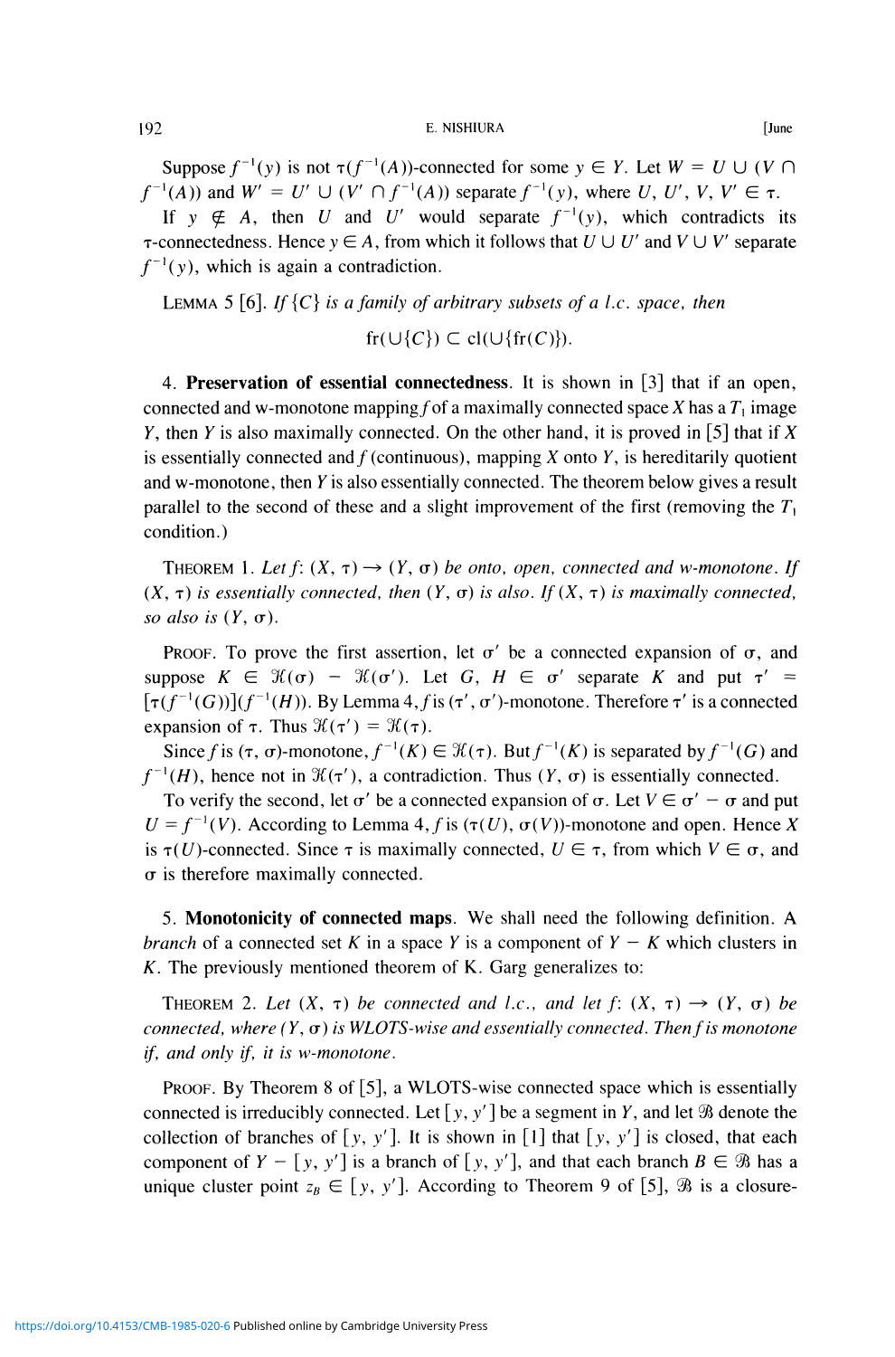Suppose $f^{-1}(y)$ is not $\tau(f^{-1}(A))$-connected for some $y \in Y$. Let $W = U \cup (V \cap f^{-1}(A))$ and $W' = U' \cup (V' \cap f^{-1}(A))$ separate $f^{-1}(y)$, where $U, U', V, V' \in \tau$.

If $y \notin A$, then $U$ and $U'$ would separate $f^{-1}(y)$, which contradicts its $\tau$-connectedness. Hence $y \in A$, from which it follows that $U \cup U'$ and $V \cup V'$ separate $f^{-1}(y)$, which is again a contradiction.

LEMMA 5 [6]. *If $\{C\}$ is a family of arbitrary subsets of a l.c. space, then*

$$\operatorname{fr}(\cup\{C\}) \subset \operatorname{cl}(\cup\{\operatorname{fr}(C)\}).$$

4. **Preservation of essential connectedness**. It is shown in [3] that if an open, connected and w-monotone mapping $f$ of a maximally connected space $X$ has a $T_1$ image $Y$, then $Y$ is also maximally connected. On the other hand, it is proved in [5] that if $X$ is essentially connected and $f$ (continuous), mapping $X$ onto $Y$, is hereditarily quotient and w-monotone, then $Y$ is also essentially connected. The theorem below gives a result parallel to the second of these and a slight improvement of the first (removing the $T_1$ condition.)

THEOREM 1. *Let $f$: $(X, \tau) \to (Y, \sigma)$ be onto, open, connected and w-monotone. If $(X, \tau)$ is essentially connected, then $(Y, \sigma)$ is also. If $(X, \tau)$ is maximally connected, so also is $(Y, \sigma)$.*

PROOF. To prove the first assertion, let $\sigma'$ be a connected expansion of $\sigma$, and suppose $K \in \mathscr{K}(\sigma) - \mathscr{K}(\sigma')$. Let $G, H \in \sigma'$ separate $K$ and put $\tau' = [\tau(f^{-1}(G))](f^{-1}(H))$. By Lemma 4, $f$ is $(\tau', \sigma')$-monotone. Therefore $\tau'$ is a connected expansion of $\tau$. Thus $\mathscr{K}(\tau') = \mathscr{K}(\tau)$.

Since $f$ is $(\tau, \sigma)$-monotone, $f^{-1}(K) \in \mathscr{K}(\tau)$. But $f^{-1}(K)$ is separated by $f^{-1}(G)$ and $f^{-1}(H)$, hence not in $\mathscr{K}(\tau')$, a contradiction. Thus $(Y, \sigma)$ is essentially connected.

To verify the second, let $\sigma'$ be a connected expansion of $\sigma$. Let $V \in \sigma' - \sigma$ and put $U = f^{-1}(V)$. According to Lemma 4, $f$ is $(\tau(U), \sigma(V))$-monotone and open. Hence $X$ is $\tau(U)$-connected. Since $\tau$ is maximally connected, $U \in \tau$, from which $V \in \sigma$, and $\sigma$ is therefore maximally connected.

5. **Monotonicity of connected maps**. We shall need the following definition. A *branch* of a connected set $K$ in a space $Y$ is a component of $Y - K$ which clusters in $K$. The previously mentioned theorem of K. Garg generalizes to:

THEOREM 2. *Let $(X, \tau)$ be connected and l.c., and let $f$: $(X, \tau) \to (Y, \sigma)$ be connected, where $(Y, \sigma)$ is WLOTS-wise and essentially connected. Then $f$ is monotone if, and only if, it is w-monotone.*

PROOF. By Theorem 8 of [5], a WLOTS-wise connected space which is essentially connected is irreducibly connected. Let $[y, y']$ be a segment in $Y$, and let $\mathscr{B}$ denote the collection of branches of $[y, y']$. It is shown in [1] that $[y, y']$ is closed, that each component of $Y - [y, y']$ is a branch of $[y, y']$, and that each branch $B \in \mathscr{B}$ has a unique cluster point $z_B \in [y, y']$. According to Theorem 9 of [5], $\mathscr{B}$ is a closure-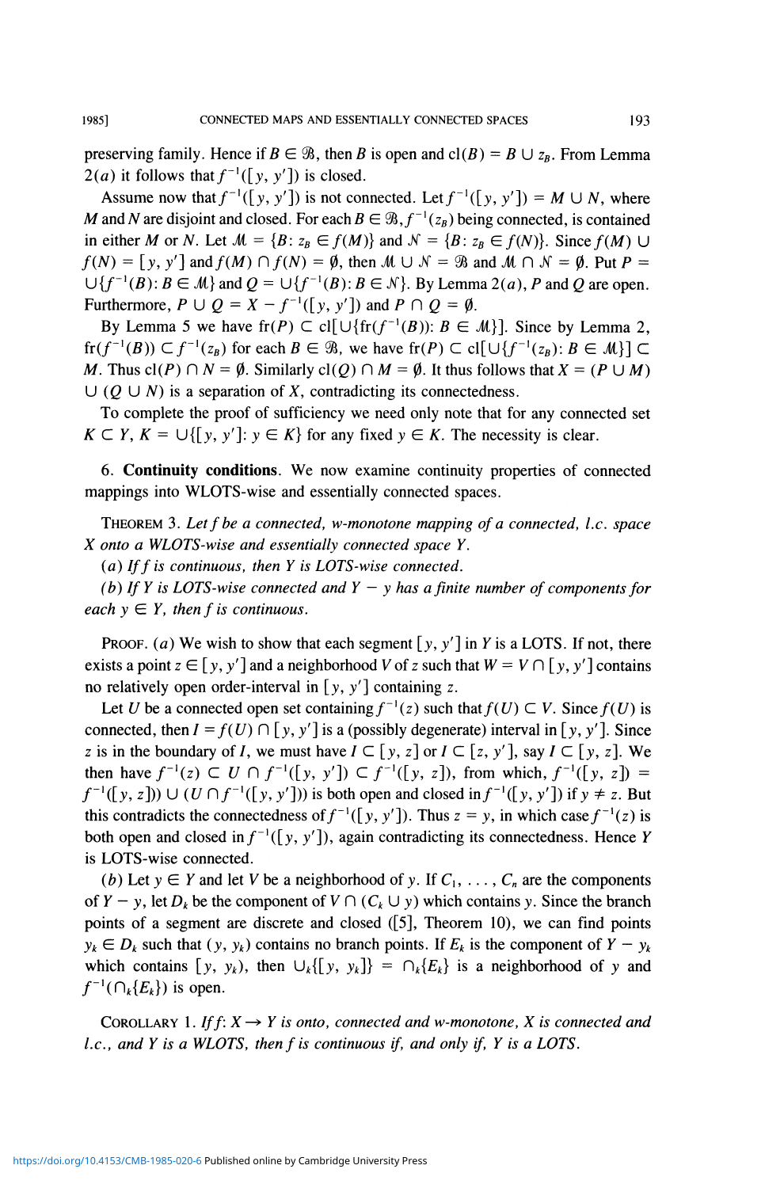preserving family. Hence if $B \in \mathscr{B}$, then $B$ is open and $\mathrm{cl}(B) = B \cup z_B$. From Lemma 2$(a)$ it follows that $f^{-1}([y, y'])$ is closed.

Assume now that $f^{-1}([y, y'])$ is not connected. Let $f^{-1}([y, y']) = M \cup N$, where $M$ and $N$ are disjoint and closed. For each $B \in \mathscr{B}$, $f^{-1}(z_B)$ being connected, is contained in either $M$ or $N$. Let $\mathscr{M} = \{B: z_B \in f(M)\}$ and $\mathscr{N} = \{B: z_B \in f(N)\}$. Since $f(M) \cup f(N) = [y, y']$ and $f(M) \cap f(N) = \emptyset$, then $\mathscr{M} \cup \mathscr{N} = \mathscr{B}$ and $\mathscr{M} \cap \mathscr{N} = \emptyset$. Put $P = \cup\{f^{-1}(B): B \in \mathscr{M}\}$ and $Q = \cup\{f^{-1}(B): B \in \mathscr{N}\}$. By Lemma 2$(a)$, $P$ and $Q$ are open. Furthermore, $P \cup Q = X - f^{-1}([y, y'])$ and $P \cap Q = \emptyset$.

By Lemma 5 we have $\mathrm{fr}(P) \subset \mathrm{cl}[\cup\{\mathrm{fr}(f^{-1}(B)): B \in \mathscr{M}\}]$. Since by Lemma 2, $\mathrm{fr}(f^{-1}(B)) \subset f^{-1}(z_B)$ for each $B \in \mathscr{B}$, we have $\mathrm{fr}(P) \subset \mathrm{cl}[\cup\{f^{-1}(z_B): B \in \mathscr{M}\}] \subset M$. Thus $\mathrm{cl}(P) \cap N = \emptyset$. Similarly $\mathrm{cl}(Q) \cap M = \emptyset$. It thus follows that $X = (P \cup M) \cup (Q \cup N)$ is a separation of $X$, contradicting its connectedness.

To complete the proof of sufficiency we need only note that for any connected set $K \subset Y$, $K = \cup\{[y, y']: y \in K\}$ for any fixed $y \in K$. The necessity is clear.

6. **Continuity conditions**. We now examine continuity properties of connected mappings into WLOTS-wise and essentially connected spaces.

THEOREM 3. *Let $f$ be a connected, w-monotone mapping of a connected, l.c. space $X$ onto a WLOTS-wise and essentially connected space $Y$.*

*$(a)$ If $f$ is continuous, then $Y$ is LOTS-wise connected.*

*$(b)$ If $Y$ is LOTS-wise connected and $Y - y$ has a finite number of components for each $y \in Y$, then $f$ is continuous.*

PROOF. $(a)$ We wish to show that each segment $[y, y']$ in $Y$ is a LOTS. If not, there exists a point $z \in [y, y']$ and a neighborhood $V$ of $z$ such that $W = V \cap [y, y']$ contains no relatively open order-interval in $[y, y']$ containing $z$.

Let $U$ be a connected open set containing $f^{-1}(z)$ such that $f(U) \subset V$. Since $f(U)$ is connected, then $I = f(U) \cap [y, y']$ is a (possibly degenerate) interval in $[y, y']$. Since $z$ is in the boundary of $I$, we must have $I \subset [y, z]$ or $I \subset [z, y']$, say $I \subset [y, z]$. We then have $f^{-1}(z) \subset U \cap f^{-1}([y, y']) \subset f^{-1}([y, z])$, from which, $f^{-1}([y, z]) = f^{-1}([y, z])) \cup (U \cap f^{-1}([y, y']))$ is both open and closed in $f^{-1}([y, y'])$ if $y \neq z$. But this contradicts the connectedness of $f^{-1}([y, y'])$. Thus $z = y$, in which case $f^{-1}(z)$ is both open and closed in $f^{-1}([y, y'])$, again contradicting its connectedness. Hence $Y$ is LOTS-wise connected.

$(b)$ Let $y \in Y$ and let $V$ be a neighborhood of $y$. If $C_1, \ldots, C_n$ are the components of $Y - y$, let $D_k$ be the component of $V \cap (C_k \cup y)$ which contains $y$. Since the branch points of a segment are discrete and closed ([5], Theorem 10), we can find points $y_k \in D_k$ such that $(y, y_k)$ contains no branch points. If $E_k$ is the component of $Y - y_k$ which contains $[y, y_k)$, then $\cup_k\{[y, y_k]\} = \cap_k\{E_k\}$ is a neighborhood of $y$ and $f^{-1}(\cap_k\{E_k\})$ is open.

COROLLARY 1. *If $f: X \rightarrow Y$ is onto, connected and w-monotone, $X$ is connected and l.c., and $Y$ is a WLOTS, then $f$ is continuous if, and only if, $Y$ is a LOTS.*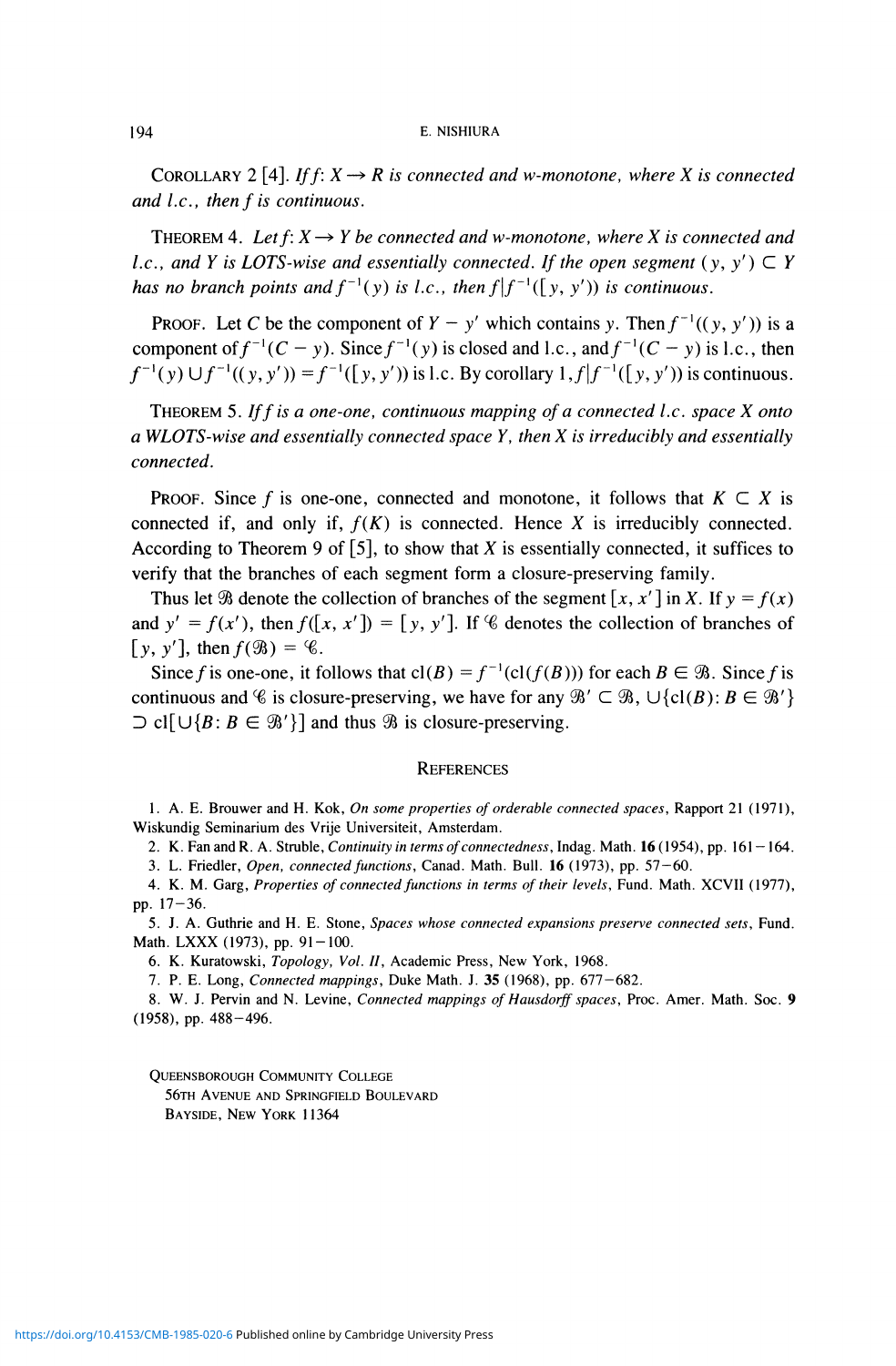COROLLARY 2 [4]. *If $f: X \to R$ is connected and w-monotone, where $X$ is connected and l.c., then $f$ is continuous.*

THEOREM 4. *Let $f: X \to Y$ be connected and w-monotone, where $X$ is connected and l.c., and $Y$ is LOTS-wise and essentially connected. If the open segment $(y, y') \subset Y$ has no branch points and $f^{-1}(y)$ is l.c., then $f|f^{-1}([y, y'))$ is continuous.*

PROOF. Let $C$ be the component of $Y - y'$ which contains $y$. Then $f^{-1}((y, y'))$ is a component of $f^{-1}(C - y)$. Since $f^{-1}(y)$ is closed and l.c., and $f^{-1}(C - y)$ is l.c., then $f^{-1}(y) \cup f^{-1}((y, y')) = f^{-1}([y, y'))$ is l.c. By corollary 1, $f|f^{-1}([y, y'))$ is continuous.

THEOREM 5. *If $f$ is a one-one, continuous mapping of a connected l.c. space $X$ onto a WLOTS-wise and essentially connected space $Y$, then $X$ is irreducibly and essentially connected.*

PROOF. Since $f$ is one-one, connected and monotone, it follows that $K \subset X$ is connected if, and only if, $f(K)$ is connected. Hence $X$ is irreducibly connected. According to Theorem 9 of [5], to show that $X$ is essentially connected, it suffices to verify that the branches of each segment form a closure-preserving family.

Thus let $\mathscr{B}$ denote the collection of branches of the segment $[x, x']$ in $X$. If $y = f(x)$ and $y' = f(x')$, then $f([x, x']) = [y, y']$. If $\mathscr{C}$ denotes the collection of branches of $[y, y']$, then $f(\mathscr{B}) = \mathscr{C}$.

Since $f$ is one-one, it follows that $\mathrm{cl}(B) = f^{-1}(\mathrm{cl}(f(B)))$ for each $B \in \mathscr{B}$. Since $f$ is continuous and $\mathscr{C}$ is closure-preserving, we have for any $\mathscr{B}' \subset \mathscr{B}$, $\cup\{\mathrm{cl}(B): B \in \mathscr{B}'\} \supset \mathrm{cl}[\cup\{B: B \in \mathscr{B}'\}]$ and thus $\mathscr{B}$ is closure-preserving.

## REFERENCES

1. A. E. Brouwer and H. Kok, *On some properties of orderable connected spaces*, Rapport 21 (1971), Wiskundig Seminarium des Vrije Universiteit, Amsterdam.
2. K. Fan and R. A. Struble, *Continuity in terms of connectedness*, Indag. Math. **16** (1954), pp. 161–164.
3. L. Friedler, *Open, connected functions*, Canad. Math. Bull. **16** (1973), pp. 57–60.
4. K. M. Garg, *Properties of connected functions in terms of their levels*, Fund. Math. XCVII (1977), pp. 17–36.
5. J. A. Guthrie and H. E. Stone, *Spaces whose connected expansions preserve connected sets*, Fund. Math. LXXX (1973), pp. 91–100.
6. K. Kuratowski, *Topology, Vol. II*, Academic Press, New York, 1968.
7. P. E. Long, *Connected mappings*, Duke Math. J. **35** (1968), pp. 677–682.
8. W. J. Pervin and N. Levine, *Connected mappings of Hausdorff spaces*, Proc. Amer. Math. Soc. **9** (1958), pp. 488–496.

QUEENSBOROUGH COMMUNITY COLLEGE
56TH AVENUE AND SPRINGFIELD BOULEVARD
BAYSIDE, NEW YORK 11364